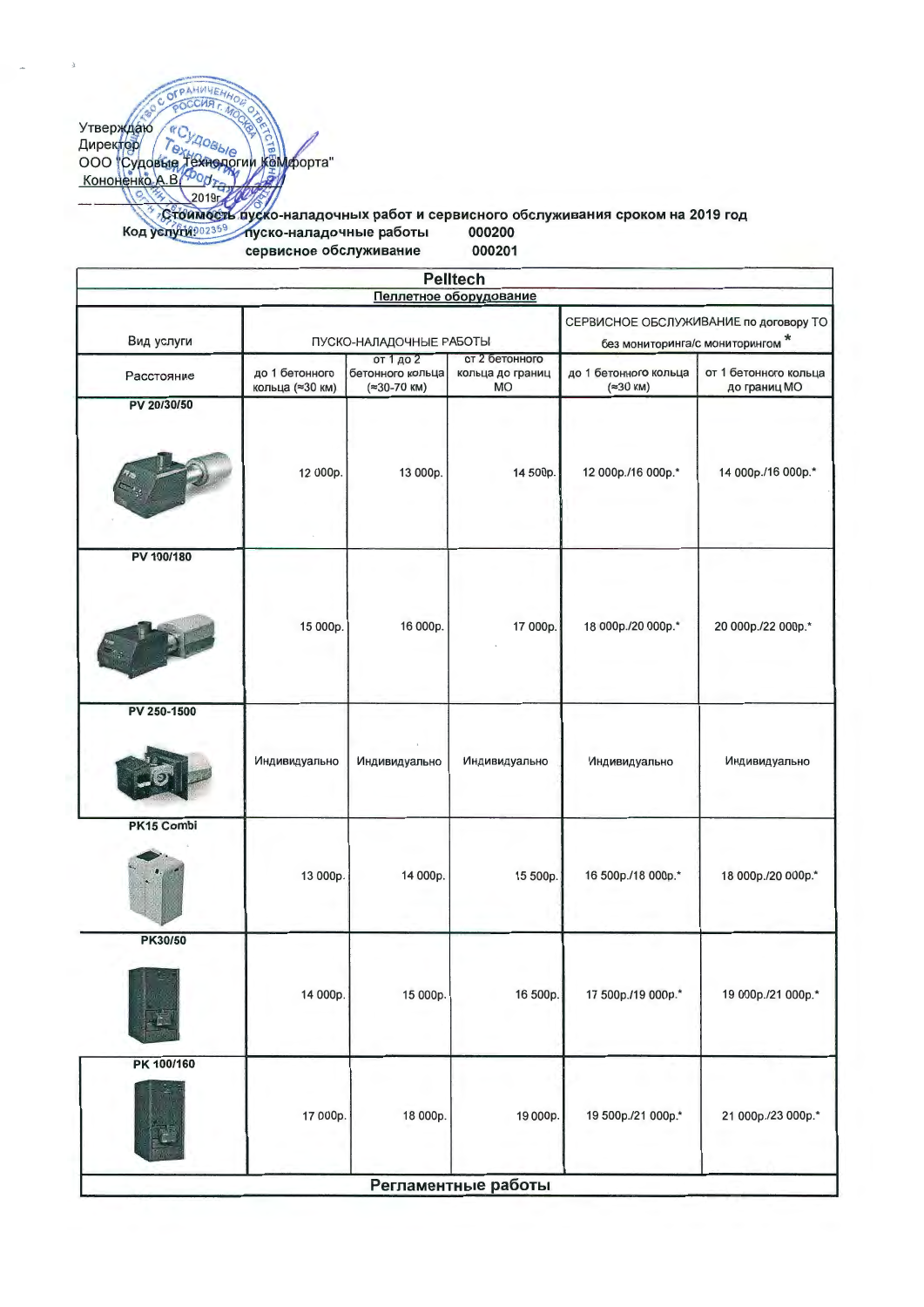Утверждаю
Директор
ООО "Судовые Технологии Комфорта"
Кононенко А.В.
_________ 2019г.

**Стоимость пуско-наладочных работ и сервисного обслуживания сроком на 2019 год**

Код услуги: пуско-наладочные работы 000200
сервисное обслуживание 000201

| Pelltech | | | | | |
|---|---|---|---|---|---|
| Пеллетное оборудование | | | | | |
| Вид услуги | ПУСКО-НАЛАДОЧНЫЕ РАБОТЫ | | | СЕРВИСНОЕ ОБСЛУЖИВАНИЕ по договору ТО без мониторинга/с мониторингом * | |
| Расстояние | до 1 бетонного кольца (≈30 км) | от 1 до 2 бетонного кольца (≈30-70 км) | от 2 бетонного кольца до границ МО | до 1 бетонного кольца (≈30 км) | от 1 бетонного кольца до границ МО |
| PV 20/30/50 | 12 000р. | 13 000р. | 14 500р. | 12 000р./16 000р.* | 14 000р./16 000р.* |
| PV 100/180 | 15 000р. | 16 000р. | 17 000р. | 18 000р./20 000р.* | 20 000р./22 000р.* |
| PV 250-1500 | Индивидуально | Индивидуально | Индивидуально | Индивидуально | Индивидуально |
| PK15 Combi | 13 000р. | 14 000р. | 15 500р. | 16 500р./18 000р.* | 18 000р./20 000р.* |
| PK30/50 | 14 000р. | 15 000р. | 16 500р. | 17 500р./19 000р.* | 19 000р./21 000р.* |
| PK 100/160 | 17 000р. | 18 000р. | 19 000р. | 19 500р./21 000р.* | 21 000р./23 000р.* |
| Регламентные работы | | | | | |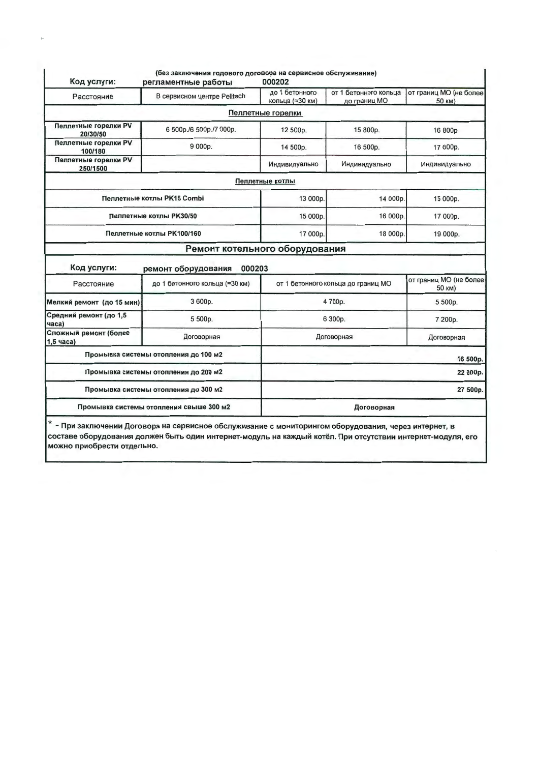(без заключения годового договора на сервисное обслуживание)

**Код услуги:** **регламентные работы** **000202**

| Расстояние | В сервисном центре Pelltech | до 1 бетонного кольца (≈30 км) | от 1 бетонного кольца до границ МО | от границ МО (не более 50 км) |
|---|---|---|---|---|
| **Пеллетные горелки** | | | | |
| **Пеллетные горелки PV 20/30/50** | 6 500р./6 500р./7 000р. | 12 500р. | 15 800р. | 16 800р. |
| **Пеллетные горелки PV 100/180** | 9 000р. | 14 500р. | 16 500р. | 17 600р. |
| **Пеллетные горелки PV 250/1500** | | Индивидуально | Индивидуально | Индивидуально |
| **Пеллетные котлы** | | | | |
| **Пеллетные котлы PK15 Combi** | | 13 000р. | 14 000р. | 15 000р. |
| **Пеллетные котлы PK30/50** | | 15 000р. | 16 000р. | 17 000р. |
| **Пеллетные котлы PK100/160** | | 17 000р. | 18 000р. | 19 000р. |

## Ремонт котельного оборудования

**Код услуги:** **ремонт оборудования** **000203**

| Расстояние | до 1 бетонного кольца (≈30 км) | от 1 бетонного кольца до границ МО | от границ МО (не более 50 км) |
|---|---|---|---|
| **Мелкий ремонт (до 15 мин)** | 3 600р. | 4 700р. | 5 500р. |
| **Средний ремонт (до 1,5 часа)** | 5 500р. | 6 300р. | 7 200р. |
| **Сложный ремонт (более 1,5 часа)** | Договорная | Договорная | Договорная |
| **Промывка системы отопления до 100 м2** | | | **16 500р.** |
| **Промывка системы отопления до 200 м2** | | | **22 000р.** |
| **Промывка системы отопления до 300 м2** | | | **27 500р.** |
| **Промывка системы отопления свыше 300 м2** | | **Договорная** | |

**\* - При заключении Договора на сервисное обслуживание с мониторингом оборудования, через интернет, в составе оборудования должен быть один интернет-модуль на каждый котёл. При отсутствии интернет-модуля, его можно приобрести отдельно.**